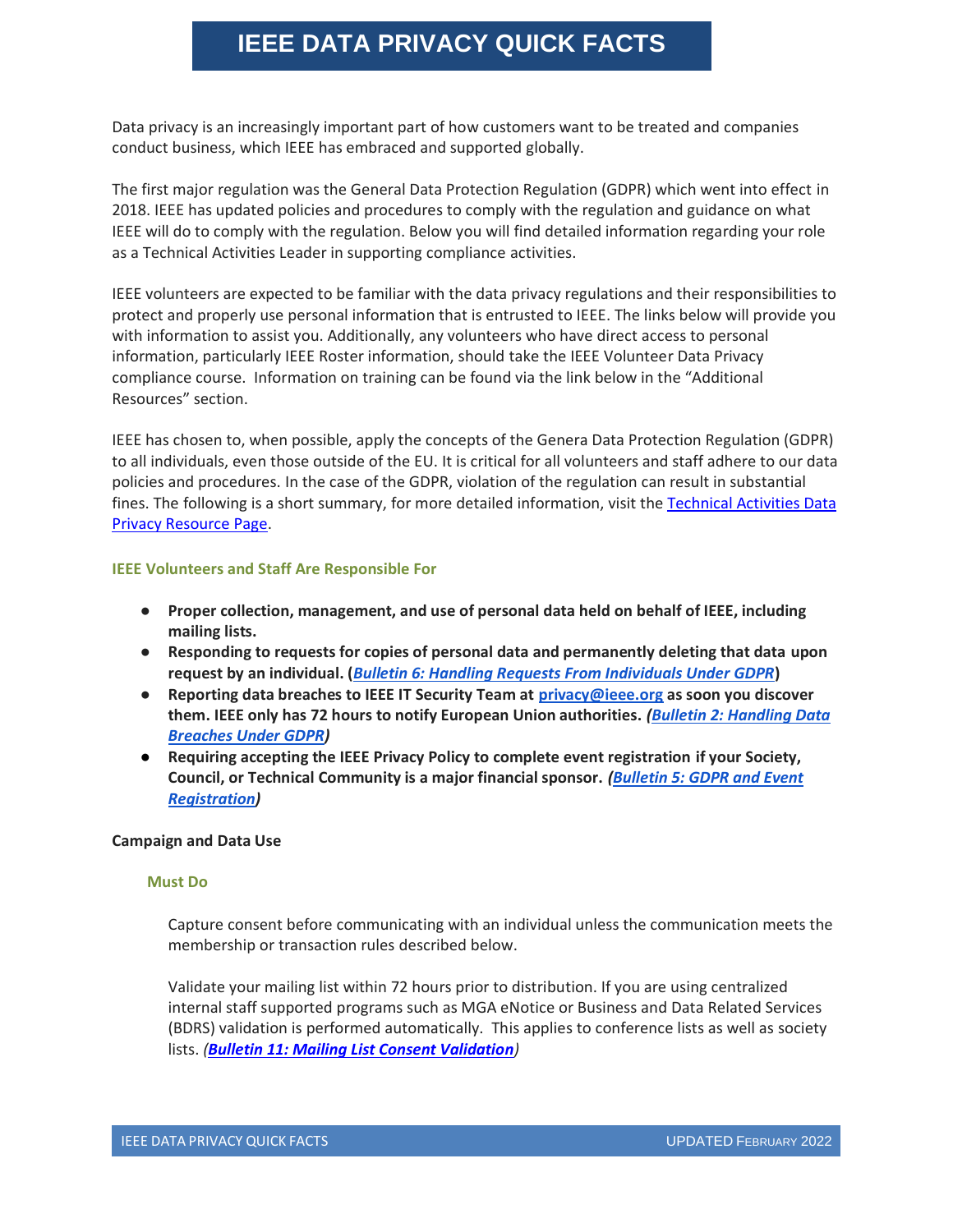# IEEE DATA PRIVACY QUICK FACTS

Data privacy is an increasingly important part of how customers want to be treated and companies conduct business, which IEEE has embraced and supported globally.

The first major regulation was the General Data Protection Regulation (GDPR) which went into effect in 2018. IEEE has updated policies and procedures to comply with the regulation and guidance on what IEEE will do to comply with the regulation. Below you will find detailed information regarding your role as a Technical Activities Leader in supporting compliance activities.

IEEE volunteers are expected to be familiar with the data privacy regulations and their responsibilities to protect and properly use personal information that is entrusted to IEEE. The links below will provide you with information to assist you. Additionally, any volunteers who have direct access to personal information, particularly IEEE Roster information, should take the IEEE Volunteer Data Privacy compliance course. Information on training can be found via the link below in the "Additional Resources" section.

IEEE has chosen to, when possible, apply the concepts of the Genera Data Protection Regulation (GDPR) to all individuals, even those outside of the EU. It is critical for all volunteers and staff adhere to our data policies and procedures. In the case of the GDPR, violation of the regulation can result in substantial fines. The following is a short summary, for more detailed information, visit the Technical Activities Data Privacy Resource Page.

### IEEE Volunteers and Staff Are Responsible For

- **Proper collection, management, and use of personal data held on behalf of IEEE, including mailing lists.**
- **Responding to requests for copies of personal data and permanently deleting that data upon request by an individual. (*Bulletin 6: Handling Requests From Individuals Under GDPR*)**
- **Reporting data breaches to IEEE IT Security Team at privacy@ieee.org as soon you discover them. IEEE only has 72 hours to notify European Union authorities. *(Bulletin 2: Handling Data Breaches Under GDPR)***
- **Requiring accepting the IEEE Privacy Policy to complete event registration if your Society, Council, or Technical Community is a major financial sponsor. *(Bulletin 5: GDPR and Event Registration)***

### Campaign and Data Use

#### Must Do

Capture consent before communicating with an individual unless the communication meets the membership or transaction rules described below.

Validate your mailing list within 72 hours prior to distribution. If you are using centralized internal staff supported programs such as MGA eNotice or Business and Data Related Services (BDRS) validation is performed automatically. This applies to conference lists as well as society lists. *(**Bulletin 11: Mailing List Consent Validation**)*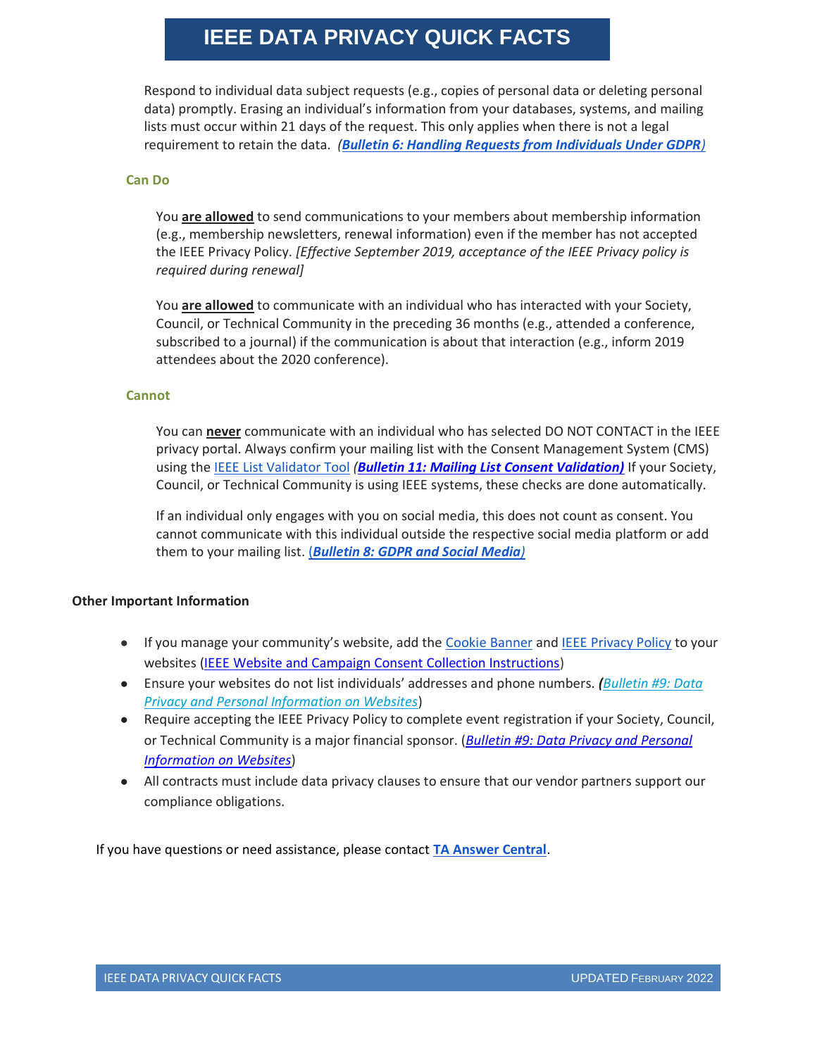# IEEE DATA PRIVACY QUICK FACTS

Respond to individual data subject requests (e.g., copies of personal data or deleting personal data) promptly. Erasing an individual's information from your databases, systems, and mailing lists must occur within 21 days of the request. This only applies when there is not a legal requirement to retain the data. *(**Bulletin 6: Handling Requests from Individuals Under GDPR**)*

**Can Do**

You **are allowed** to send communications to your members about membership information (e.g., membership newsletters, renewal information) even if the member has not accepted the IEEE Privacy Policy. *[Effective September 2019, acceptance of the IEEE Privacy policy is required during renewal]*

You **are allowed** to communicate with an individual who has interacted with your Society, Council, or Technical Community in the preceding 36 months (e.g., attended a conference, subscribed to a journal) if the communication is about that interaction (e.g., inform 2019 attendees about the 2020 conference).

**Cannot**

You can **never** communicate with an individual who has selected DO NOT CONTACT in the IEEE privacy portal. Always confirm your mailing list with the Consent Management System (CMS) using the IEEE List Validator Tool *(**Bulletin 11: Mailing List Consent Validation**)* If your Society, Council, or Technical Community is using IEEE systems, these checks are done automatically.

If an individual only engages with you on social media, this does not count as consent. You cannot communicate with this individual outside the respective social media platform or add them to your mailing list. *(**Bulletin 8: GDPR and Social Media**)*

**Other Important Information**

- If you manage your community's website, add the Cookie Banner and IEEE Privacy Policy to your websites (IEEE Website and Campaign Consent Collection Instructions)
- Ensure your websites do not list individuals' addresses and phone numbers. *(Bulletin #9: Data Privacy and Personal Information on Websites)*
- Require accepting the IEEE Privacy Policy to complete event registration if your Society, Council, or Technical Community is a major financial sponsor. (*Bulletin #9: Data Privacy and Personal Information on Websites*)
- All contracts must include data privacy clauses to ensure that our vendor partners support our compliance obligations.

If you have questions or need assistance, please contact **TA Answer Central**.